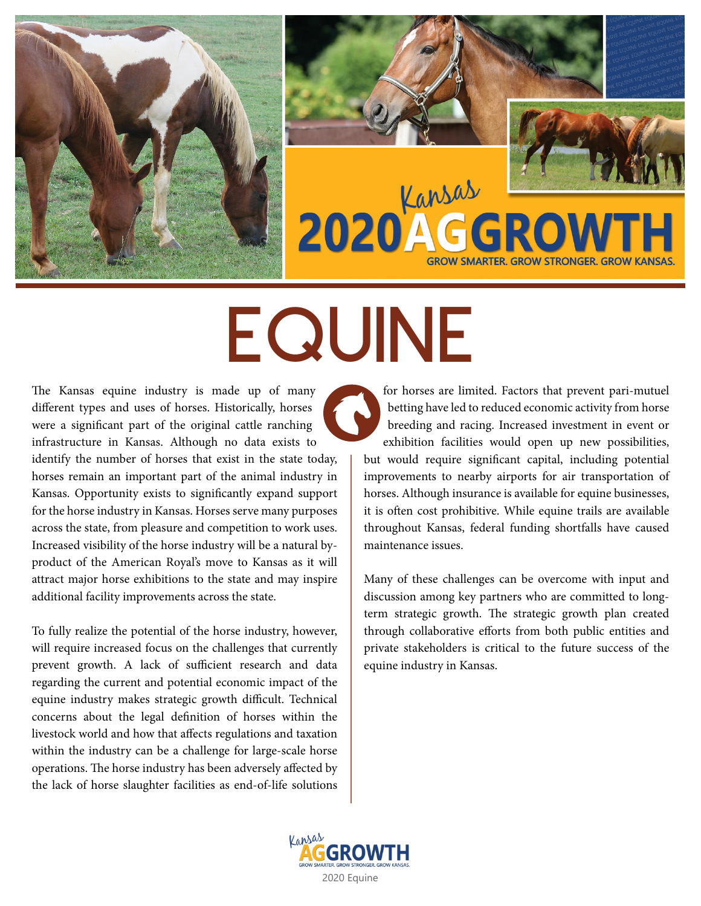Kansas 2020 AG GROWTH

GROW SMARTER. GROW STRONGER. GROW KANSAS.

# EQUINE

The Kansas equine industry is made up of many different types and uses of horses. Historically, horses were a significant part of the original cattle ranching infrastructure in Kansas. Although no data exists to identify the number of horses that exist in the state today, horses remain an important part of the animal industry in Kansas. Opportunity exists to significantly expand support for the horse industry in Kansas. Horses serve many purposes across the state, from pleasure and competition to work uses. Increased visibility of the horse industry will be a natural by-product of the American Royal's move to Kansas as it will attract major horse exhibitions to the state and may inspire additional facility improvements across the state.

To fully realize the potential of the horse industry, however, will require increased focus on the challenges that currently prevent growth. A lack of sufficient research and data regarding the current and potential economic impact of the equine industry makes strategic growth difficult. Technical concerns about the legal definition of horses within the livestock world and how that affects regulations and taxation within the industry can be a challenge for large-scale horse operations. The horse industry has been adversely affected by the lack of horse slaughter facilities as end-of-life solutions for horses are limited. Factors that prevent pari-mutuel betting have led to reduced economic activity from horse breeding and racing. Increased investment in event or exhibition facilities would open up new possibilities, but would require significant capital, including potential improvements to nearby airports for air transportation of horses. Although insurance is available for equine businesses, it is often cost prohibitive. While equine trails are available throughout Kansas, federal funding shortfalls have caused maintenance issues.

Many of these challenges can be overcome with input and discussion among key partners who are committed to long-term strategic growth. The strategic growth plan created through collaborative efforts from both public entities and private stakeholders is critical to the future success of the equine industry in Kansas.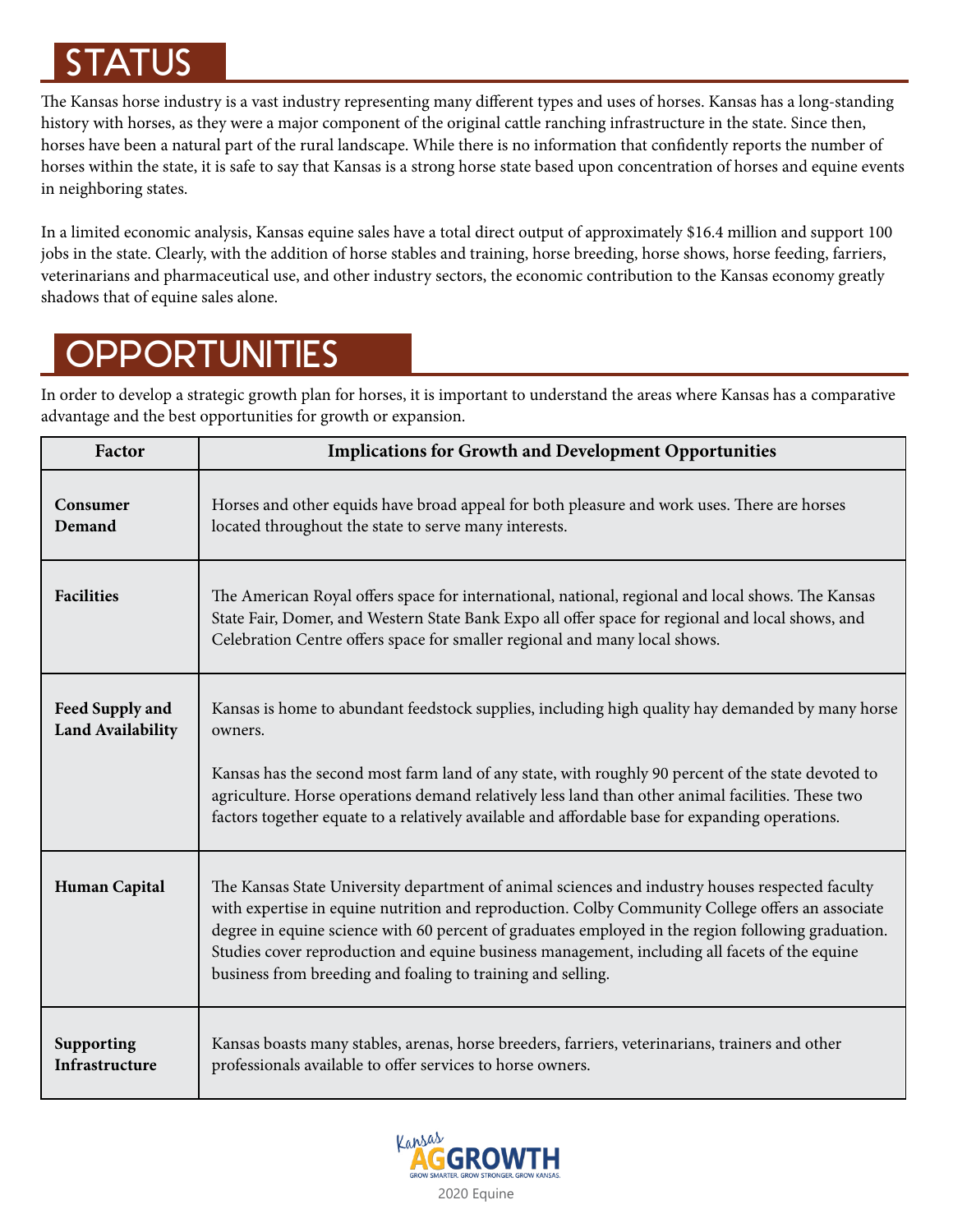# STATUS

The Kansas horse industry is a vast industry representing many different types and uses of horses. Kansas has a long-standing history with horses, as they were a major component of the original cattle ranching infrastructure in the state. Since then, horses have been a natural part of the rural landscape. While there is no information that confidently reports the number of horses within the state, it is safe to say that Kansas is a strong horse state based upon concentration of horses and equine events in neighboring states.

In a limited economic analysis, Kansas equine sales have a total direct output of approximately $16.4 million and support 100 jobs in the state. Clearly, with the addition of horse stables and training, horse breeding, horse shows, horse feeding, farriers, veterinarians and pharmaceutical use, and other industry sectors, the economic contribution to the Kansas economy greatly shadows that of equine sales alone.

# OPPORTUNITIES

In order to develop a strategic growth plan for horses, it is important to understand the areas where Kansas has a comparative advantage and the best opportunities for growth or expansion.

| Factor | Implications for Growth and Development Opportunities |
|---|---|
| **Consumer Demand** | Horses and other equids have broad appeal for both pleasure and work uses. There are horses located throughout the state to serve many interests. |
| **Facilities** | The American Royal offers space for international, national, regional and local shows. The Kansas State Fair, Domer, and Western State Bank Expo all offer space for regional and local shows, and Celebration Centre offers space for smaller regional and many local shows. |
| **Feed Supply and Land Availability** | Kansas is home to abundant feedstock supplies, including high quality hay demanded by many horse owners.<br><br>Kansas has the second most farm land of any state, with roughly 90 percent of the state devoted to agriculture. Horse operations demand relatively less land than other animal facilities. These two factors together equate to a relatively available and affordable base for expanding operations. |
| **Human Capital** | The Kansas State University department of animal sciences and industry houses respected faculty with expertise in equine nutrition and reproduction. Colby Community College offers an associate degree in equine science with 60 percent of graduates employed in the region following graduation. Studies cover reproduction and equine business management, including all facets of the equine business from breeding and foaling to training and selling. |
| **Supporting Infrastructure** | Kansas boasts many stables, arenas, horse breeders, farriers, veterinarians, trainers and other professionals available to offer services to horse owners. |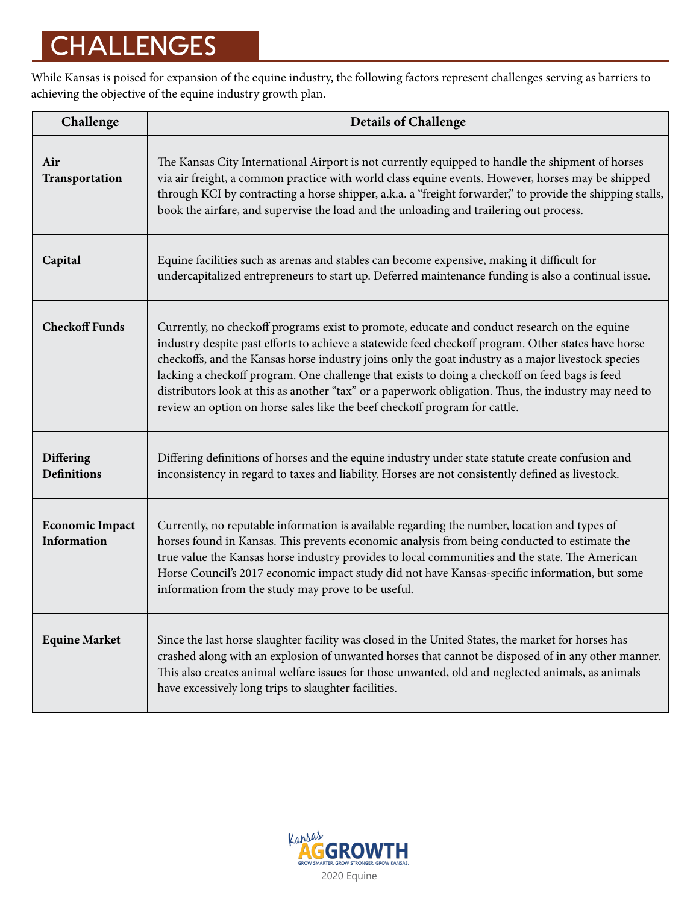# CHALLENGES

While Kansas is poised for expansion of the equine industry, the following factors represent challenges serving as barriers to achieving the objective of the equine industry growth plan.

| Challenge | Details of Challenge |
| --- | --- |
| **Air Transportation** | The Kansas City International Airport is not currently equipped to handle the shipment of horses via air freight, a common practice with world class equine events. However, horses may be shipped through KCI by contracting a horse shipper, a.k.a. a "freight forwarder," to provide the shipping stalls, book the airfare, and supervise the load and the unloading and trailering out process. |
| **Capital** | Equine facilities such as arenas and stables can become expensive, making it difficult for undercapitalized entrepreneurs to start up. Deferred maintenance funding is also a continual issue. |
| **Checkoff Funds** | Currently, no checkoff programs exist to promote, educate and conduct research on the equine industry despite past efforts to achieve a statewide feed checkoff program. Other states have horse checkoffs, and the Kansas horse industry joins only the goat industry as a major livestock species lacking a checkoff program. One challenge that exists to doing a checkoff on feed bags is feed distributors look at this as another "tax" or a paperwork obligation. Thus, the industry may need to review an option on horse sales like the beef checkoff program for cattle. |
| **Differing Definitions** | Differing definitions of horses and the equine industry under state statute create confusion and inconsistency in regard to taxes and liability. Horses are not consistently defined as livestock. |
| **Economic Impact Information** | Currently, no reputable information is available regarding the number, location and types of horses found in Kansas. This prevents economic analysis from being conducted to estimate the true value the Kansas horse industry provides to local communities and the state. The American Horse Council's 2017 economic impact study did not have Kansas-specific information, but some information from the study may prove to be useful. |
| **Equine Market** | Since the last horse slaughter facility was closed in the United States, the market for horses has crashed along with an explosion of unwanted horses that cannot be disposed of in any other manner. This also creates animal welfare issues for those unwanted, old and neglected animals, as animals have excessively long trips to slaughter facilities. |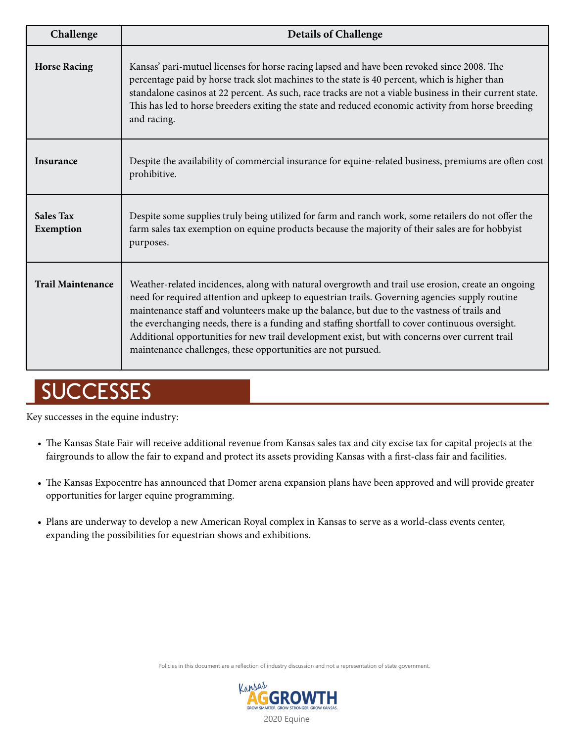| Challenge | Details of Challenge |
|---|---|
| **Horse Racing** | Kansas' pari-mutuel licenses for horse racing lapsed and have been revoked since 2008. The percentage paid by horse track slot machines to the state is 40 percent, which is higher than standalone casinos at 22 percent. As such, race tracks are not a viable business in their current state. This has led to horse breeders exiting the state and reduced economic activity from horse breeding and racing. |
| **Insurance** | Despite the availability of commercial insurance for equine-related business, premiums are often cost prohibitive. |
| **Sales Tax Exemption** | Despite some supplies truly being utilized for farm and ranch work, some retailers do not offer the farm sales tax exemption on equine products because the majority of their sales are for hobbyist purposes. |
| **Trail Maintenance** | Weather-related incidences, along with natural overgrowth and trail use erosion, create an ongoing need for required attention and upkeep to equestrian trails. Governing agencies supply routine maintenance staff and volunteers make up the balance, but due to the vastness of trails and the everchanging needs, there is a funding and staffing shortfall to cover continuous oversight. Additional opportunities for new trail development exist, but with concerns over current trail maintenance challenges, these opportunities are not pursued. |

## SUCCESSES

Key successes in the equine industry:

- The Kansas State Fair will receive additional revenue from Kansas sales tax and city excise tax for capital projects at the fairgrounds to allow the fair to expand and protect its assets providing Kansas with a first-class fair and facilities.
- The Kansas Expocentre has announced that Domer arena expansion plans have been approved and will provide greater opportunities for larger equine programming.
- Plans are underway to develop a new American Royal complex in Kansas to serve as a world-class events center, expanding the possibilities for equestrian shows and exhibitions.

Policies in this document are a reflection of industry discussion and not a representation of state government.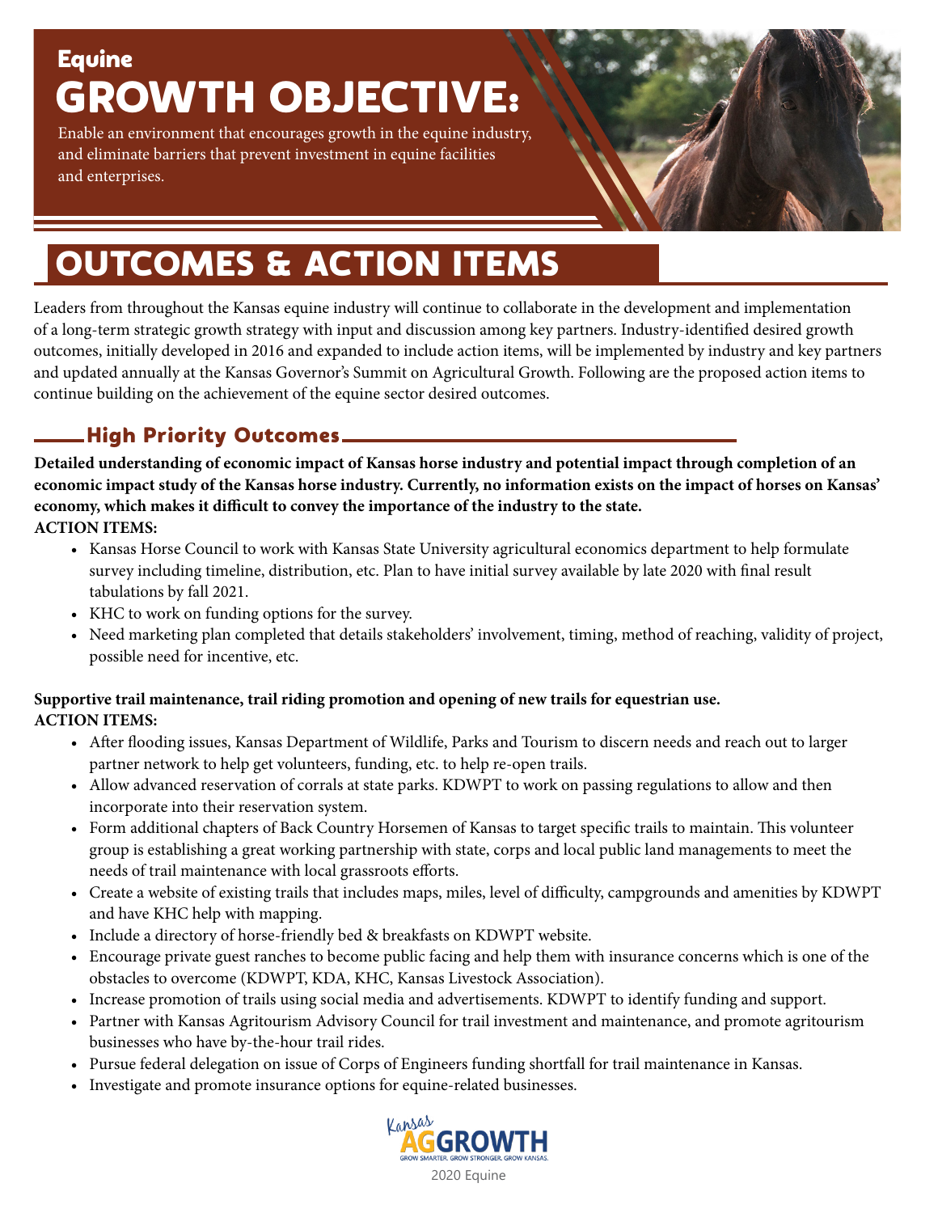## Equine

# GROWTH OBJECTIVE:

Enable an environment that encourages growth in the equine industry, and eliminate barriers that prevent investment in equine facilities and enterprises.

# OUTCOMES & ACTION ITEMS

Leaders from throughout the Kansas equine industry will continue to collaborate in the development and implementation of a long-term strategic growth strategy with input and discussion among key partners. Industry-identified desired growth outcomes, initially developed in 2016 and expanded to include action items, will be implemented by industry and key partners and updated annually at the Kansas Governor's Summit on Agricultural Growth. Following are the proposed action items to continue building on the achievement of the equine sector desired outcomes.

## High Priority Outcomes

**Detailed understanding of economic impact of Kansas horse industry and potential impact through completion of an economic impact study of the Kansas horse industry. Currently, no information exists on the impact of horses on Kansas' economy, which makes it difficult to convey the importance of the industry to the state.**

**ACTION ITEMS:**

- Kansas Horse Council to work with Kansas State University agricultural economics department to help formulate survey including timeline, distribution, etc. Plan to have initial survey available by late 2020 with final result tabulations by fall 2021.
- KHC to work on funding options for the survey.
- Need marketing plan completed that details stakeholders' involvement, timing, method of reaching, validity of project, possible need for incentive, etc.

**Supportive trail maintenance, trail riding promotion and opening of new trails for equestrian use.**

**ACTION ITEMS:**

- After flooding issues, Kansas Department of Wildlife, Parks and Tourism to discern needs and reach out to larger partner network to help get volunteers, funding, etc. to help re-open trails.
- Allow advanced reservation of corrals at state parks. KDWPT to work on passing regulations to allow and then incorporate into their reservation system.
- Form additional chapters of Back Country Horsemen of Kansas to target specific trails to maintain. This volunteer group is establishing a great working partnership with state, corps and local public land managements to meet the needs of trail maintenance with local grassroots efforts.
- Create a website of existing trails that includes maps, miles, level of difficulty, campgrounds and amenities by KDWPT and have KHC help with mapping.
- Include a directory of horse-friendly bed & breakfasts on KDWPT website.
- Encourage private guest ranches to become public facing and help them with insurance concerns which is one of the obstacles to overcome (KDWPT, KDA, KHC, Kansas Livestock Association).
- Increase promotion of trails using social media and advertisements. KDWPT to identify funding and support.
- Partner with Kansas Agritourism Advisory Council for trail investment and maintenance, and promote agritourism businesses who have by-the-hour trail rides.
- Pursue federal delegation on issue of Corps of Engineers funding shortfall for trail maintenance in Kansas.
- Investigate and promote insurance options for equine-related businesses.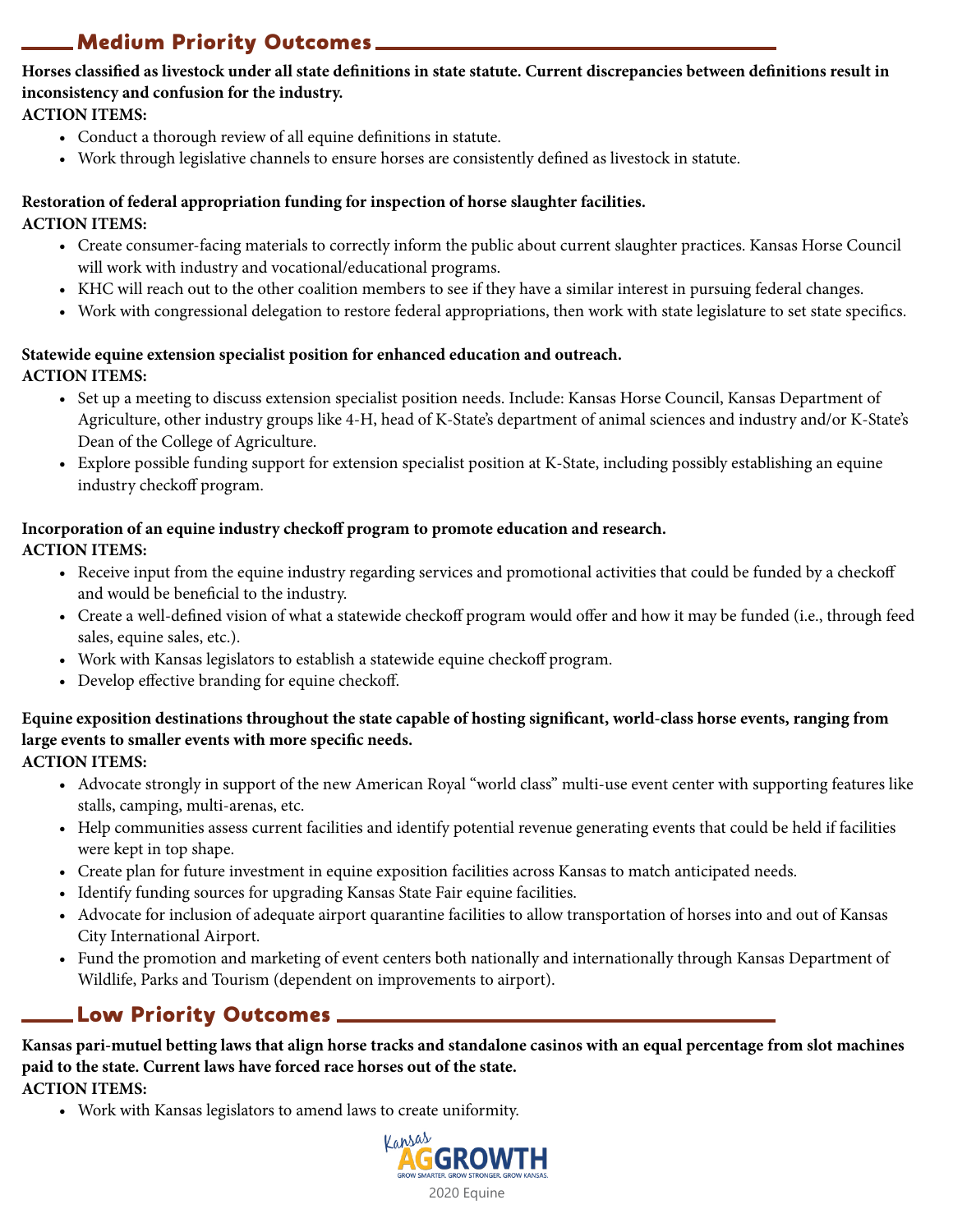## Medium Priority Outcomes

**Horses classified as livestock under all state definitions in state statute. Current discrepancies between definitions result in inconsistency and confusion for the industry.**

**ACTION ITEMS:**

- Conduct a thorough review of all equine definitions in statute.
- Work through legislative channels to ensure horses are consistently defined as livestock in statute.

**Restoration of federal appropriation funding for inspection of horse slaughter facilities.**

**ACTION ITEMS:**

- Create consumer-facing materials to correctly inform the public about current slaughter practices. Kansas Horse Council will work with industry and vocational/educational programs.
- KHC will reach out to the other coalition members to see if they have a similar interest in pursuing federal changes.
- Work with congressional delegation to restore federal appropriations, then work with state legislature to set state specifics.

**Statewide equine extension specialist position for enhanced education and outreach.**

**ACTION ITEMS:**

- Set up a meeting to discuss extension specialist position needs. Include: Kansas Horse Council, Kansas Department of Agriculture, other industry groups like 4-H, head of K-State's department of animal sciences and industry and/or K-State's Dean of the College of Agriculture.
- Explore possible funding support for extension specialist position at K-State, including possibly establishing an equine industry checkoff program.

**Incorporation of an equine industry checkoff program to promote education and research.**

**ACTION ITEMS:**

- Receive input from the equine industry regarding services and promotional activities that could be funded by a checkoff and would be beneficial to the industry.
- Create a well-defined vision of what a statewide checkoff program would offer and how it may be funded (i.e., through feed sales, equine sales, etc.).
- Work with Kansas legislators to establish a statewide equine checkoff program.
- Develop effective branding for equine checkoff.

**Equine exposition destinations throughout the state capable of hosting significant, world-class horse events, ranging from large events to smaller events with more specific needs.**

**ACTION ITEMS:**

- Advocate strongly in support of the new American Royal "world class" multi-use event center with supporting features like stalls, camping, multi-arenas, etc.
- Help communities assess current facilities and identify potential revenue generating events that could be held if facilities were kept in top shape.
- Create plan for future investment in equine exposition facilities across Kansas to match anticipated needs.
- Identify funding sources for upgrading Kansas State Fair equine facilities.
- Advocate for inclusion of adequate airport quarantine facilities to allow transportation of horses into and out of Kansas City International Airport.
- Fund the promotion and marketing of event centers both nationally and internationally through Kansas Department of Wildlife, Parks and Tourism (dependent on improvements to airport).

## Low Priority Outcomes

**Kansas pari-mutuel betting laws that align horse tracks and standalone casinos with an equal percentage from slot machines paid to the state. Current laws have forced race horses out of the state.**

**ACTION ITEMS:**

- Work with Kansas legislators to amend laws to create uniformity.

Kansas AG GROWTH
GROW SMARTER. GROW STRONGER. GROW KANSAS.

2020 Equine